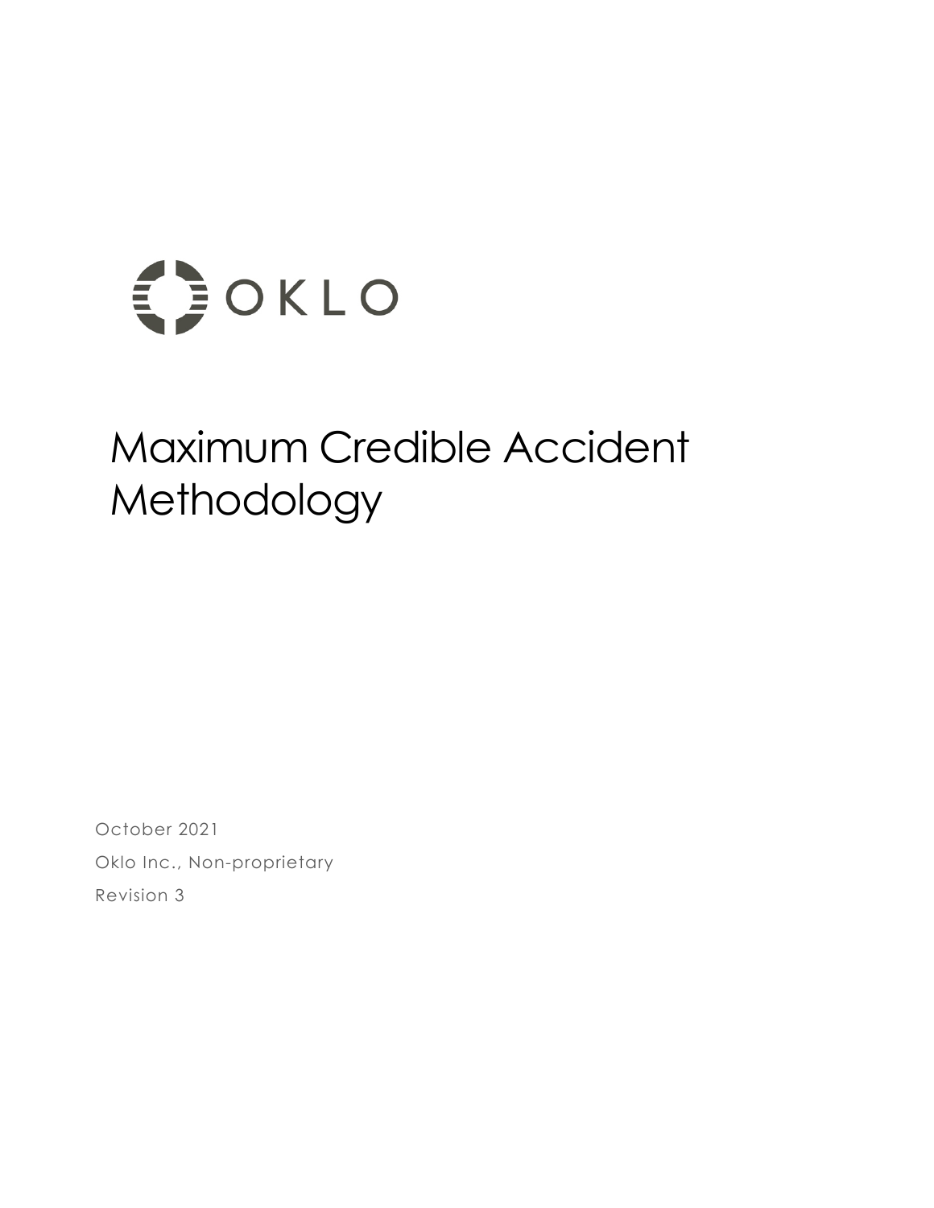OKLO

# Maximum Credible Accident Methodology

October 2021

Oklo Inc., Non-proprietary

Revision 3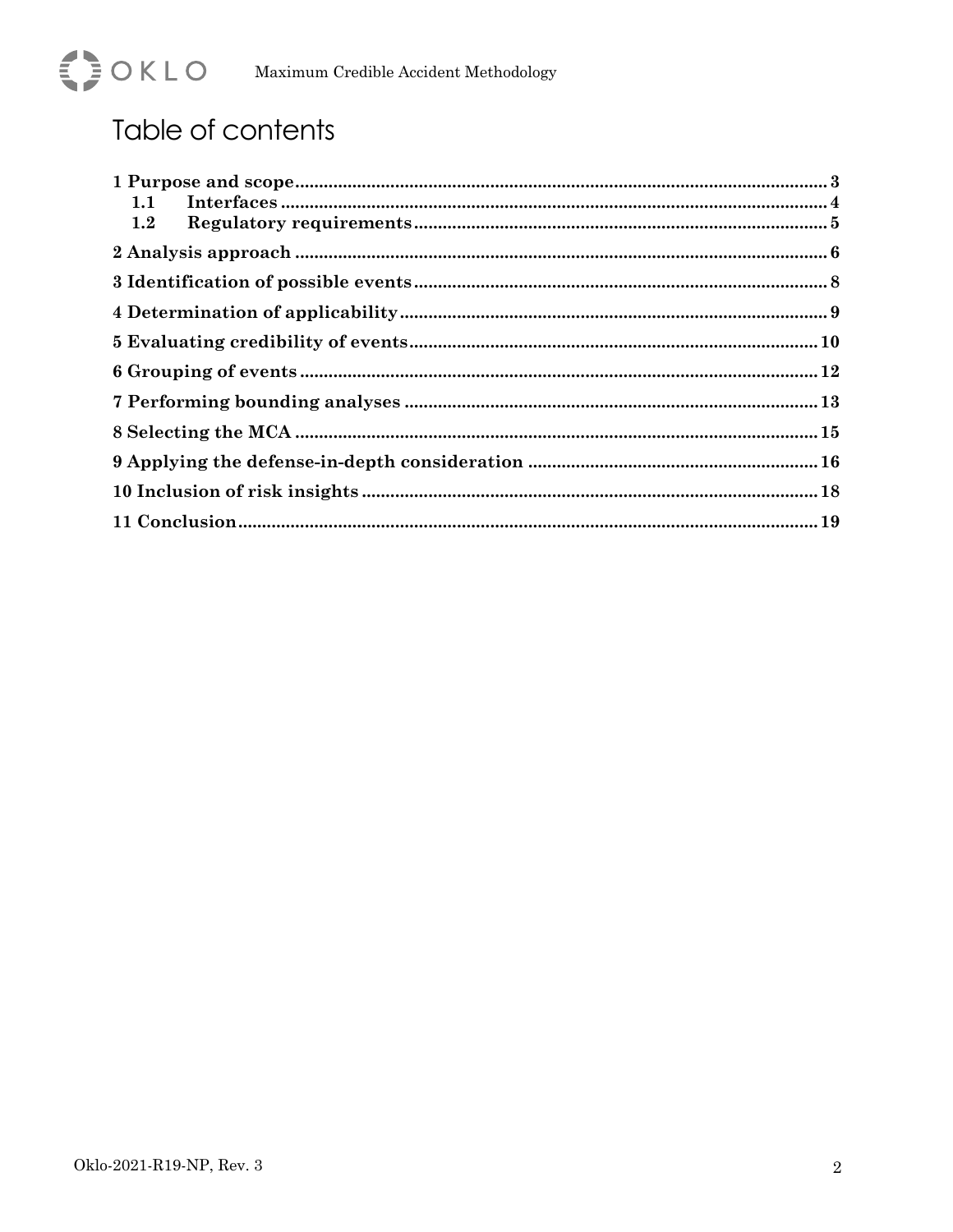# Table of contents

1 Purpose and scope ........................................ 3
  1.1 Interfaces ........................................ 4
  1.2 Regulatory requirements ........................................ 5

2 Analysis approach ........................................ 6

3 Identification of possible events ........................................ 8

4 Determination of applicability ........................................ 9

5 Evaluating credibility of events ........................................ 10

6 Grouping of events ........................................ 12

7 Performing bounding analyses ........................................ 13

8 Selecting the MCA ........................................ 15

9 Applying the defense-in-depth consideration ........................................ 16

10 Inclusion of risk insights ........................................ 18

11 Conclusion ........................................ 19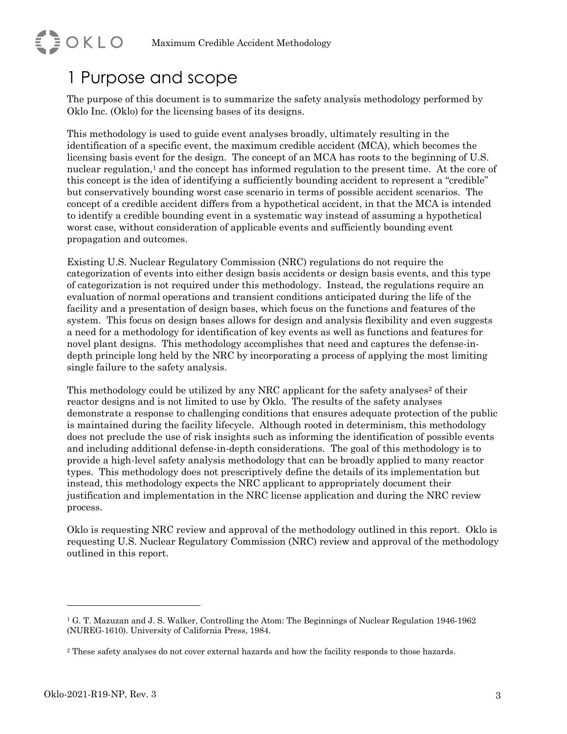# 1 Purpose and scope

The purpose of this document is to summarize the safety analysis methodology performed by Oklo Inc. (Oklo) for the licensing bases of its designs.

This methodology is used to guide event analyses broadly, ultimately resulting in the identification of a specific event, the maximum credible accident (MCA), which becomes the licensing basis event for the design. The concept of an MCA has roots to the beginning of U.S. nuclear regulation,[1] and the concept has informed regulation to the present time. At the core of this concept is the idea of identifying a sufficiently bounding accident to represent a "credible" but conservatively bounding worst case scenario in terms of possible accident scenarios. The concept of a credible accident differs from a hypothetical accident, in that the MCA is intended to identify a credible bounding event in a systematic way instead of assuming a hypothetical worst case, without consideration of applicable events and sufficiently bounding event propagation and outcomes.

Existing U.S. Nuclear Regulatory Commission (NRC) regulations do not require the categorization of events into either design basis accidents or design basis events, and this type of categorization is not required under this methodology. Instead, the regulations require an evaluation of normal operations and transient conditions anticipated during the life of the facility and a presentation of design bases, which focus on the functions and features of the system. This focus on design bases allows for design and analysis flexibility and even suggests a need for a methodology for identification of key events as well as functions and features for novel plant designs. This methodology accomplishes that need and captures the defense-in-depth principle long held by the NRC by incorporating a process of applying the most limiting single failure to the safety analysis.

This methodology could be utilized by any NRC applicant for the safety analyses[2] of their reactor designs and is not limited to use by Oklo. The results of the safety analyses demonstrate a response to challenging conditions that ensures adequate protection of the public is maintained during the facility lifecycle. Although rooted in determinism, this methodology does not preclude the use of risk insights such as informing the identification of possible events and including additional defense-in-depth considerations. The goal of this methodology is to provide a high-level safety analysis methodology that can be broadly applied to many reactor types. This methodology does not prescriptively define the details of its implementation but instead, this methodology expects the NRC applicant to appropriately document their justification and implementation in the NRC license application and during the NRC review process.

Oklo is requesting NRC review and approval of the methodology outlined in this report. Oklo is requesting U.S. Nuclear Regulatory Commission (NRC) review and approval of the methodology outlined in this report.

---

[1] G. T. Mazuzan and J. S. Walker, Controlling the Atom: The Beginnings of Nuclear Regulation 1946-1962 (NUREG-1610). University of California Press, 1984.

[2] These safety analyses do not cover external hazards and how the facility responds to those hazards.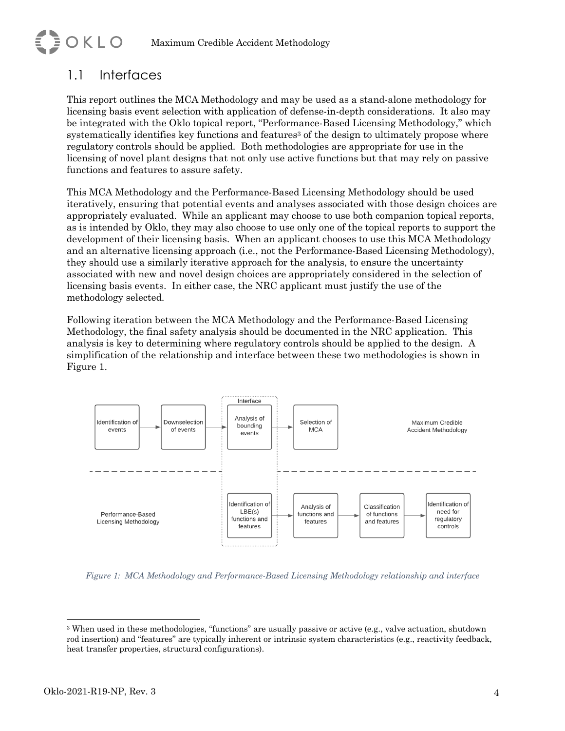## 1.1 Interfaces

This report outlines the MCA Methodology and may be used as a stand-alone methodology for licensing basis event selection with application of defense-in-depth considerations. It also may be integrated with the Oklo topical report, "Performance-Based Licensing Methodology," which systematically identifies key functions and features[3] of the design to ultimately propose where regulatory controls should be applied. Both methodologies are appropriate for use in the licensing of novel plant designs that not only use active functions but that may rely on passive functions and features to assure safety.

This MCA Methodology and the Performance-Based Licensing Methodology should be used iteratively, ensuring that potential events and analyses associated with those design choices are appropriately evaluated. While an applicant may choose to use both companion topical reports, as is intended by Oklo, they may also choose to use only one of the topical reports to support the development of their licensing basis. When an applicant chooses to use this MCA Methodology and an alternative licensing approach (i.e., not the Performance-Based Licensing Methodology), they should use a similarly iterative approach for the analysis, to ensure the uncertainty associated with new and novel design choices are appropriately considered in the selection of licensing basis events. In either case, the NRC applicant must justify the use of the methodology selected.

Following iteration between the MCA Methodology and the Performance-Based Licensing Methodology, the final safety analysis should be documented in the NRC application. This analysis is key to determining where regulatory controls should be applied to the design. A simplification of the relationship and interface between these two methodologies is shown in Figure 1.

Maximum Credible Accident Methodology: Identification of events → Downselection of events → [Interface] Analysis of bounding events → Selection of MCA

Performance-Based Licensing Methodology: [Interface] Identification of LBE(s) functions and features → Analysis of functions and features → Classification of functions and features → Identification of need for regulatory controls

*Figure 1: MCA Methodology and Performance-Based Licensing Methodology relationship and interface*

[3] When used in these methodologies, "functions" are usually passive or active (e.g., valve actuation, shutdown rod insertion) and "features" are typically inherent or intrinsic system characteristics (e.g., reactivity feedback, heat transfer properties, structural configurations).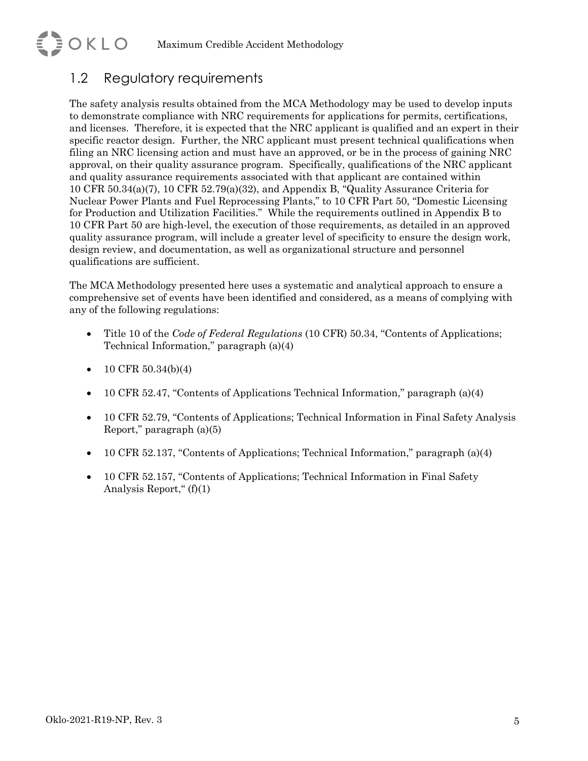## 1.2 Regulatory requirements

The safety analysis results obtained from the MCA Methodology may be used to develop inputs to demonstrate compliance with NRC requirements for applications for permits, certifications, and licenses. Therefore, it is expected that the NRC applicant is qualified and an expert in their specific reactor design. Further, the NRC applicant must present technical qualifications when filing an NRC licensing action and must have an approved, or be in the process of gaining NRC approval, on their quality assurance program. Specifically, qualifications of the NRC applicant and quality assurance requirements associated with that applicant are contained within 10 CFR 50.34(a)(7), 10 CFR 52.79(a)(32), and Appendix B, "Quality Assurance Criteria for Nuclear Power Plants and Fuel Reprocessing Plants," to 10 CFR Part 50, "Domestic Licensing for Production and Utilization Facilities." While the requirements outlined in Appendix B to 10 CFR Part 50 are high-level, the execution of those requirements, as detailed in an approved quality assurance program, will include a greater level of specificity to ensure the design work, design review, and documentation, as well as organizational structure and personnel qualifications are sufficient.

The MCA Methodology presented here uses a systematic and analytical approach to ensure a comprehensive set of events have been identified and considered, as a means of complying with any of the following regulations:

- Title 10 of the *Code of Federal Regulations* (10 CFR) 50.34, "Contents of Applications; Technical Information," paragraph (a)(4)
- 10 CFR 50.34(b)(4)
- 10 CFR 52.47, "Contents of Applications Technical Information," paragraph (a)(4)
- 10 CFR 52.79, "Contents of Applications; Technical Information in Final Safety Analysis Report," paragraph (a)(5)
- 10 CFR 52.137, "Contents of Applications; Technical Information," paragraph (a)(4)
- 10 CFR 52.157, "Contents of Applications; Technical Information in Final Safety Analysis Report," (f)(1)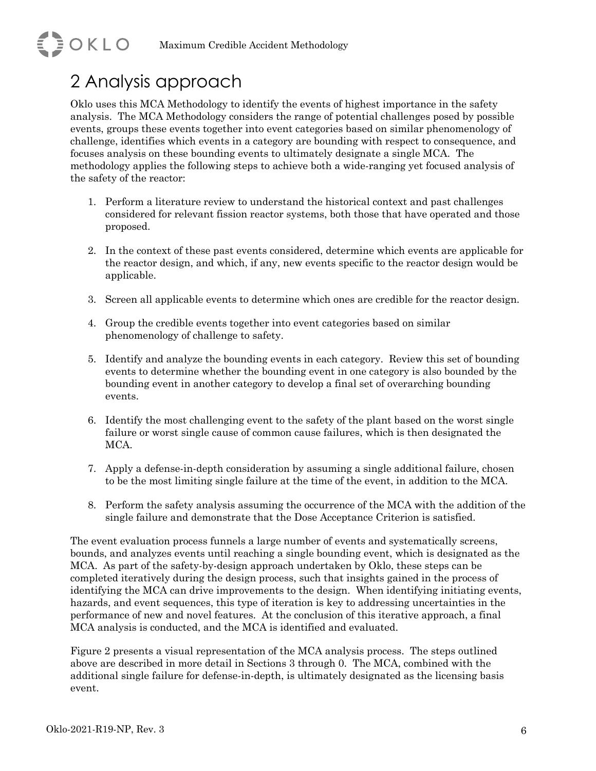# 2 Analysis approach

Oklo uses this MCA Methodology to identify the events of highest importance in the safety analysis. The MCA Methodology considers the range of potential challenges posed by possible events, groups these events together into event categories based on similar phenomenology of challenge, identifies which events in a category are bounding with respect to consequence, and focuses analysis on these bounding events to ultimately designate a single MCA. The methodology applies the following steps to achieve both a wide-ranging yet focused analysis of the safety of the reactor:

1. Perform a literature review to understand the historical context and past challenges considered for relevant fission reactor systems, both those that have operated and those proposed.

2. In the context of these past events considered, determine which events are applicable for the reactor design, and which, if any, new events specific to the reactor design would be applicable.

3. Screen all applicable events to determine which ones are credible for the reactor design.

4. Group the credible events together into event categories based on similar phenomenology of challenge to safety.

5. Identify and analyze the bounding events in each category. Review this set of bounding events to determine whether the bounding event in one category is also bounded by the bounding event in another category to develop a final set of overarching bounding events.

6. Identify the most challenging event to the safety of the plant based on the worst single failure or worst single cause of common cause failures, which is then designated the MCA.

7. Apply a defense-in-depth consideration by assuming a single additional failure, chosen to be the most limiting single failure at the time of the event, in addition to the MCA.

8. Perform the safety analysis assuming the occurrence of the MCA with the addition of the single failure and demonstrate that the Dose Acceptance Criterion is satisfied.

The event evaluation process funnels a large number of events and systematically screens, bounds, and analyzes events until reaching a single bounding event, which is designated as the MCA. As part of the safety-by-design approach undertaken by Oklo, these steps can be completed iteratively during the design process, such that insights gained in the process of identifying the MCA can drive improvements to the design. When identifying initiating events, hazards, and event sequences, this type of iteration is key to addressing uncertainties in the performance of new and novel features. At the conclusion of this iterative approach, a final MCA analysis is conducted, and the MCA is identified and evaluated.

Figure 2 presents a visual representation of the MCA analysis process. The steps outlined above are described in more detail in Sections 3 through 0. The MCA, combined with the additional single failure for defense-in-depth, is ultimately designated as the licensing basis event.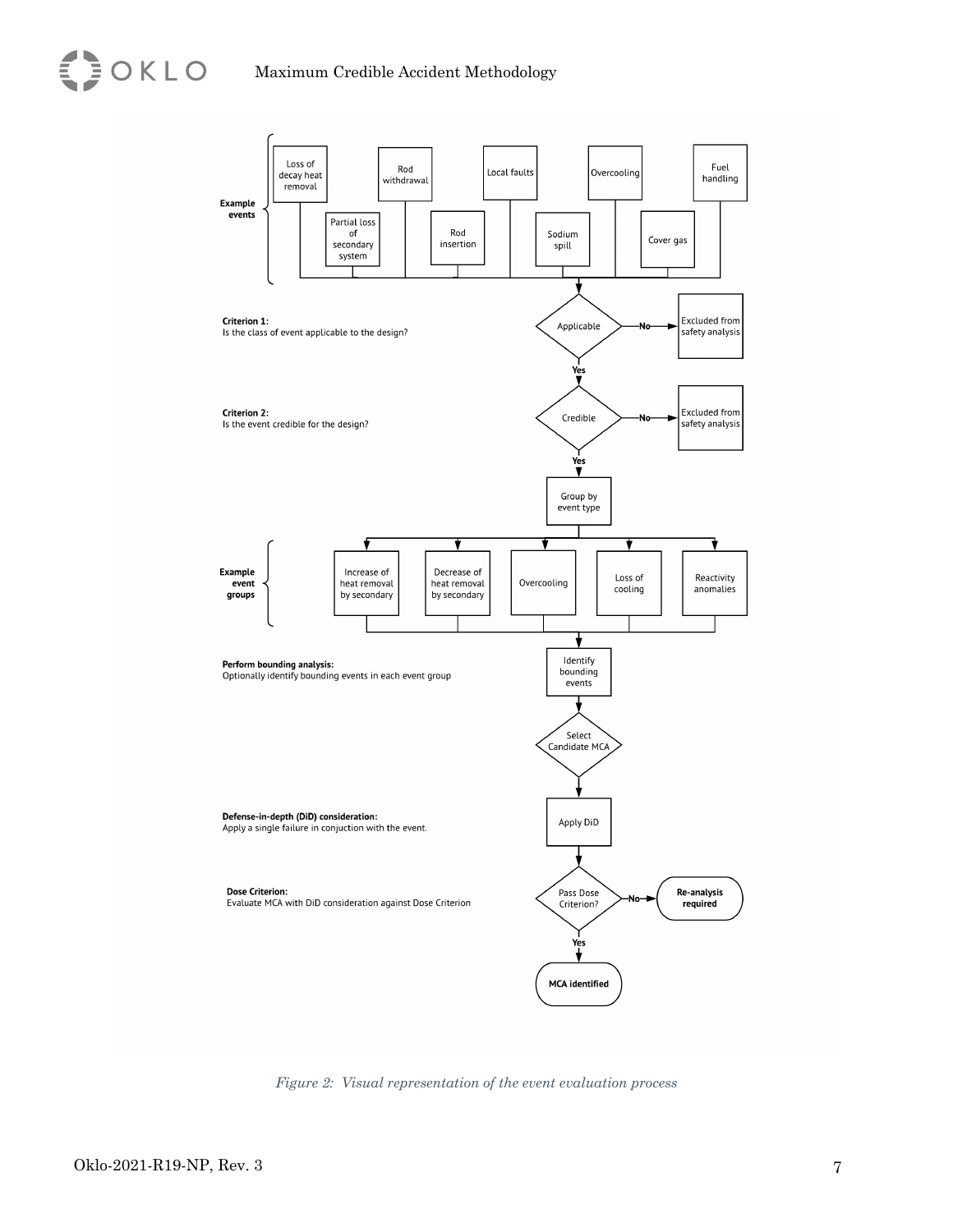**Example events**

- Loss of decay heat removal
- Partial loss of secondary system
- Rod withdrawal
- Rod insertion
- Local faults
- Sodium spill
- Overcooling
- Cover gas
- Fuel handling

**Criterion 1:**
Is the class of event applicable to the design?

Applicable → No → Excluded from safety analysis

Yes ↓

**Criterion 2:**
Is the event credible for the design?

Credible → No → Excluded from safety analysis

Yes ↓

Group by event type

**Example event groups**

- Increase of heat removal by secondary
- Decrease of heat removal by secondary
- Overcooling
- Loss of cooling
- Reactivity anomalies

**Perform bounding analysis:**
Optionally identify bounding events in each event group

Identify bounding events

↓

Select Candidate MCA

↓

**Defense-in-depth (DiD) consideration:**
Apply a single failure in conjuction with the event.

Apply DiD

↓

**Dose Criterion:**
Evaluate MCA with DiD consideration against Dose Criterion

Pass Dose Criterion? → No → **Re-analysis required**

Yes ↓

**MCA identified**

*Figure 2: Visual representation of the event evaluation process*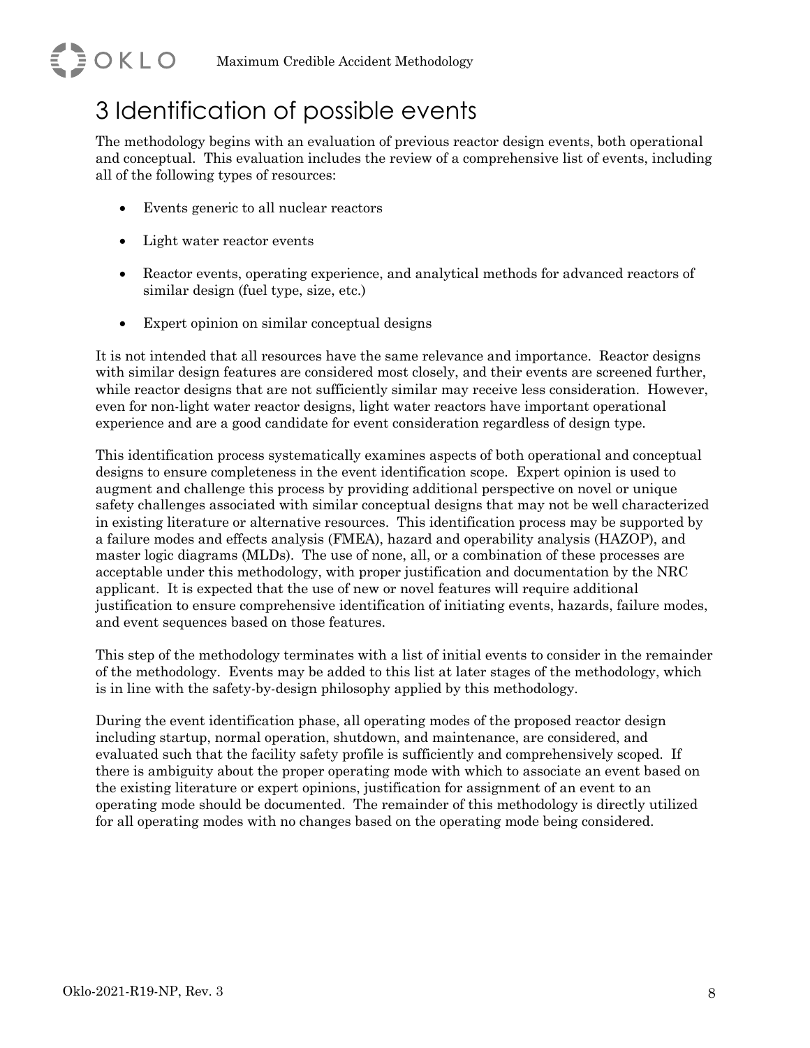# 3 Identification of possible events

The methodology begins with an evaluation of previous reactor design events, both operational and conceptual. This evaluation includes the review of a comprehensive list of events, including all of the following types of resources:

- Events generic to all nuclear reactors
- Light water reactor events
- Reactor events, operating experience, and analytical methods for advanced reactors of similar design (fuel type, size, etc.)
- Expert opinion on similar conceptual designs

It is not intended that all resources have the same relevance and importance. Reactor designs with similar design features are considered most closely, and their events are screened further, while reactor designs that are not sufficiently similar may receive less consideration. However, even for non-light water reactor designs, light water reactors have important operational experience and are a good candidate for event consideration regardless of design type.

This identification process systematically examines aspects of both operational and conceptual designs to ensure completeness in the event identification scope. Expert opinion is used to augment and challenge this process by providing additional perspective on novel or unique safety challenges associated with similar conceptual designs that may not be well characterized in existing literature or alternative resources. This identification process may be supported by a failure modes and effects analysis (FMEA), hazard and operability analysis (HAZOP), and master logic diagrams (MLDs). The use of none, all, or a combination of these processes are acceptable under this methodology, with proper justification and documentation by the NRC applicant. It is expected that the use of new or novel features will require additional justification to ensure comprehensive identification of initiating events, hazards, failure modes, and event sequences based on those features.

This step of the methodology terminates with a list of initial events to consider in the remainder of the methodology. Events may be added to this list at later stages of the methodology, which is in line with the safety-by-design philosophy applied by this methodology.

During the event identification phase, all operating modes of the proposed reactor design including startup, normal operation, shutdown, and maintenance, are considered, and evaluated such that the facility safety profile is sufficiently and comprehensively scoped. If there is ambiguity about the proper operating mode with which to associate an event based on the existing literature or expert opinions, justification for assignment of an event to an operating mode should be documented. The remainder of this methodology is directly utilized for all operating modes with no changes based on the operating mode being considered.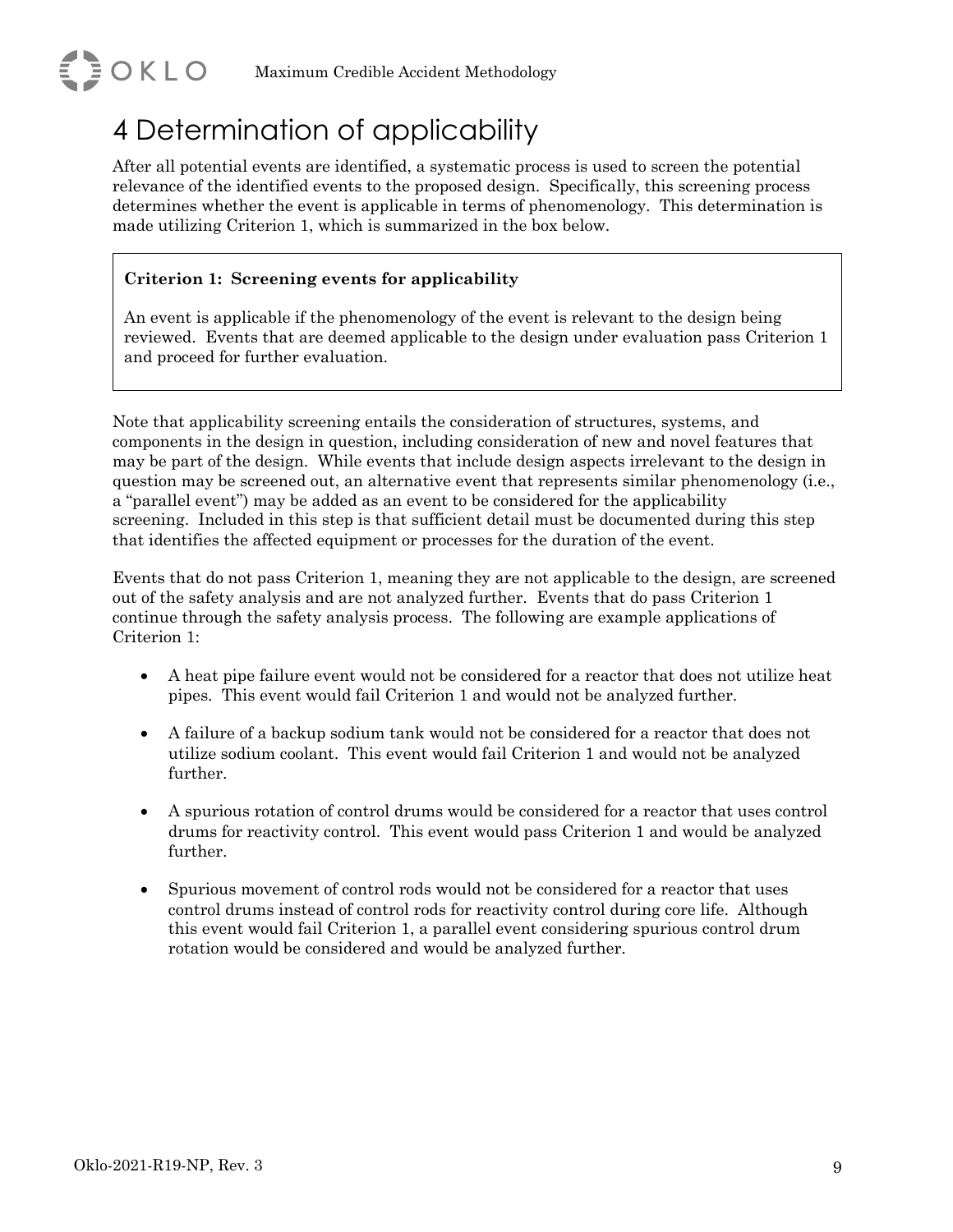# 4 Determination of applicability

After all potential events are identified, a systematic process is used to screen the potential relevance of the identified events to the proposed design. Specifically, this screening process determines whether the event is applicable in terms of phenomenology. This determination is made utilizing Criterion 1, which is summarized in the box below.

> **Criterion 1: Screening events for applicability**
>
> An event is applicable if the phenomenology of the event is relevant to the design being reviewed. Events that are deemed applicable to the design under evaluation pass Criterion 1 and proceed for further evaluation.

Note that applicability screening entails the consideration of structures, systems, and components in the design in question, including consideration of new and novel features that may be part of the design. While events that include design aspects irrelevant to the design in question may be screened out, an alternative event that represents similar phenomenology (i.e., a "parallel event") may be added as an event to be considered for the applicability screening. Included in this step is that sufficient detail must be documented during this step that identifies the affected equipment or processes for the duration of the event.

Events that do not pass Criterion 1, meaning they are not applicable to the design, are screened out of the safety analysis and are not analyzed further. Events that do pass Criterion 1 continue through the safety analysis process. The following are example applications of Criterion 1:

- A heat pipe failure event would not be considered for a reactor that does not utilize heat pipes. This event would fail Criterion 1 and would not be analyzed further.
- A failure of a backup sodium tank would not be considered for a reactor that does not utilize sodium coolant. This event would fail Criterion 1 and would not be analyzed further.
- A spurious rotation of control drums would be considered for a reactor that uses control drums for reactivity control. This event would pass Criterion 1 and would be analyzed further.
- Spurious movement of control rods would not be considered for a reactor that uses control drums instead of control rods for reactivity control during core life. Although this event would fail Criterion 1, a parallel event considering spurious control drum rotation would be considered and would be analyzed further.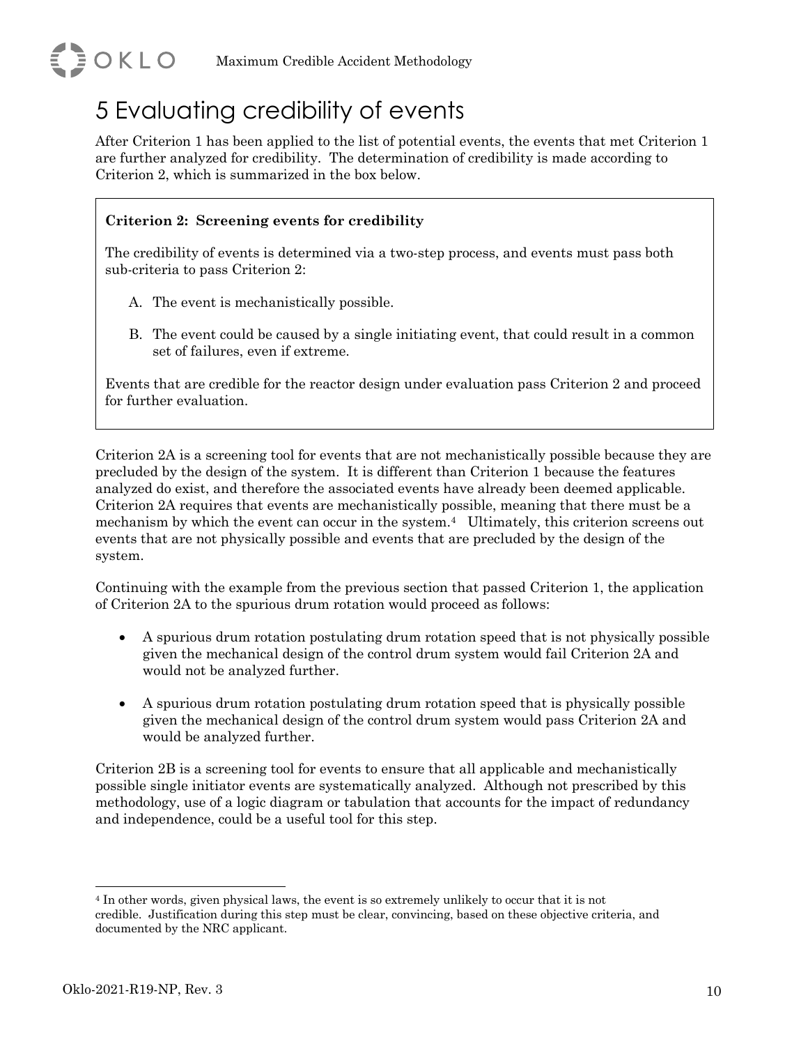# 5 Evaluating credibility of events

After Criterion 1 has been applied to the list of potential events, the events that met Criterion 1 are further analyzed for credibility. The determination of credibility is made according to Criterion 2, which is summarized in the box below.

> **Criterion 2: Screening events for credibility**
>
> The credibility of events is determined via a two-step process, and events must pass both sub-criteria to pass Criterion 2:
>
> A. The event is mechanistically possible.
>
> B. The event could be caused by a single initiating event, that could result in a common set of failures, even if extreme.
>
> Events that are credible for the reactor design under evaluation pass Criterion 2 and proceed for further evaluation.

Criterion 2A is a screening tool for events that are not mechanistically possible because they are precluded by the design of the system. It is different than Criterion 1 because the features analyzed do exist, and therefore the associated events have already been deemed applicable. Criterion 2A requires that events are mechanistically possible, meaning that there must be a mechanism by which the event can occur in the system.[4] Ultimately, this criterion screens out events that are not physically possible and events that are precluded by the design of the system.

Continuing with the example from the previous section that passed Criterion 1, the application of Criterion 2A to the spurious drum rotation would proceed as follows:

- A spurious drum rotation postulating drum rotation speed that is not physically possible given the mechanical design of the control drum system would fail Criterion 2A and would not be analyzed further.
- A spurious drum rotation postulating drum rotation speed that is physically possible given the mechanical design of the control drum system would pass Criterion 2A and would be analyzed further.

Criterion 2B is a screening tool for events to ensure that all applicable and mechanistically possible single initiator events are systematically analyzed. Although not prescribed by this methodology, use of a logic diagram or tabulation that accounts for the impact of redundancy and independence, could be a useful tool for this step.

---

[4] In other words, given physical laws, the event is so extremely unlikely to occur that it is not credible. Justification during this step must be clear, convincing, based on these objective criteria, and documented by the NRC applicant.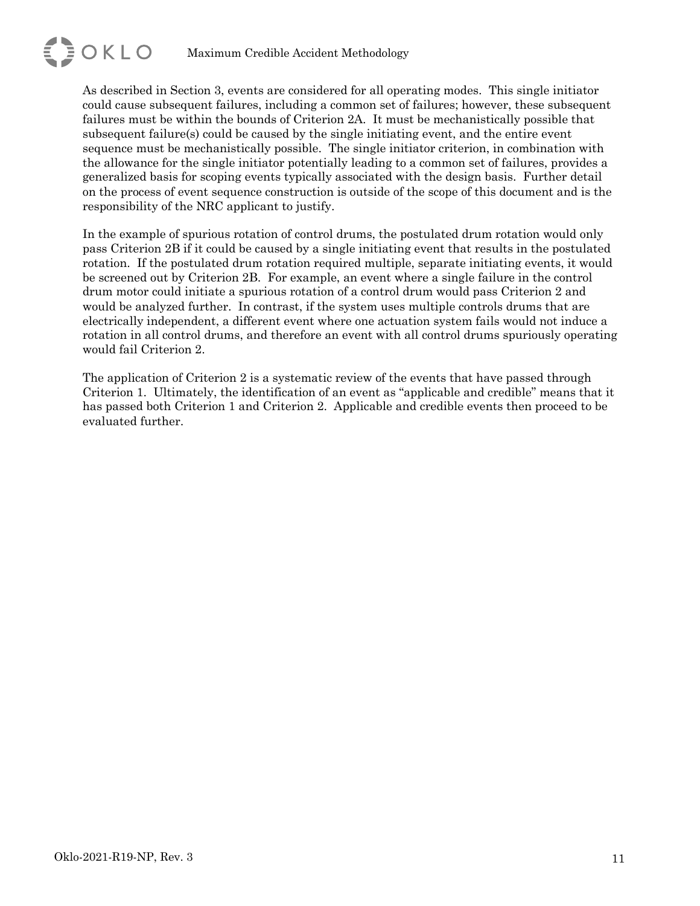As described in Section 3, events are considered for all operating modes. This single initiator could cause subsequent failures, including a common set of failures; however, these subsequent failures must be within the bounds of Criterion 2A. It must be mechanistically possible that subsequent failure(s) could be caused by the single initiating event, and the entire event sequence must be mechanistically possible. The single initiator criterion, in combination with the allowance for the single initiator potentially leading to a common set of failures, provides a generalized basis for scoping events typically associated with the design basis. Further detail on the process of event sequence construction is outside of the scope of this document and is the responsibility of the NRC applicant to justify.

In the example of spurious rotation of control drums, the postulated drum rotation would only pass Criterion 2B if it could be caused by a single initiating event that results in the postulated rotation. If the postulated drum rotation required multiple, separate initiating events, it would be screened out by Criterion 2B. For example, an event where a single failure in the control drum motor could initiate a spurious rotation of a control drum would pass Criterion 2 and would be analyzed further. In contrast, if the system uses multiple controls drums that are electrically independent, a different event where one actuation system fails would not induce a rotation in all control drums, and therefore an event with all control drums spuriously operating would fail Criterion 2.

The application of Criterion 2 is a systematic review of the events that have passed through Criterion 1. Ultimately, the identification of an event as "applicable and credible" means that it has passed both Criterion 1 and Criterion 2. Applicable and credible events then proceed to be evaluated further.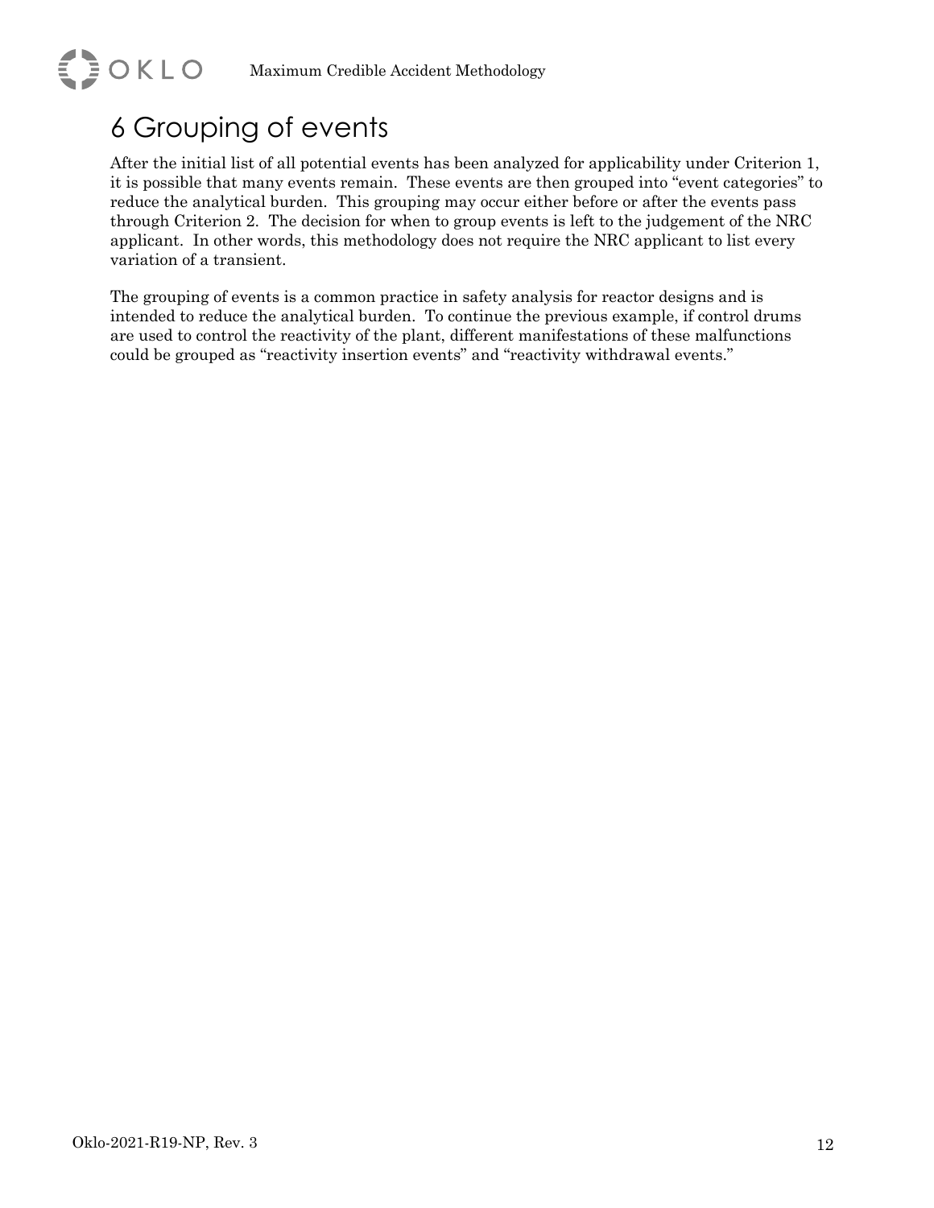# 6 Grouping of events

After the initial list of all potential events has been analyzed for applicability under Criterion 1, it is possible that many events remain. These events are then grouped into "event categories" to reduce the analytical burden. This grouping may occur either before or after the events pass through Criterion 2. The decision for when to group events is left to the judgement of the NRC applicant. In other words, this methodology does not require the NRC applicant to list every variation of a transient.

The grouping of events is a common practice in safety analysis for reactor designs and is intended to reduce the analytical burden. To continue the previous example, if control drums are used to control the reactivity of the plant, different manifestations of these malfunctions could be grouped as "reactivity insertion events" and "reactivity withdrawal events."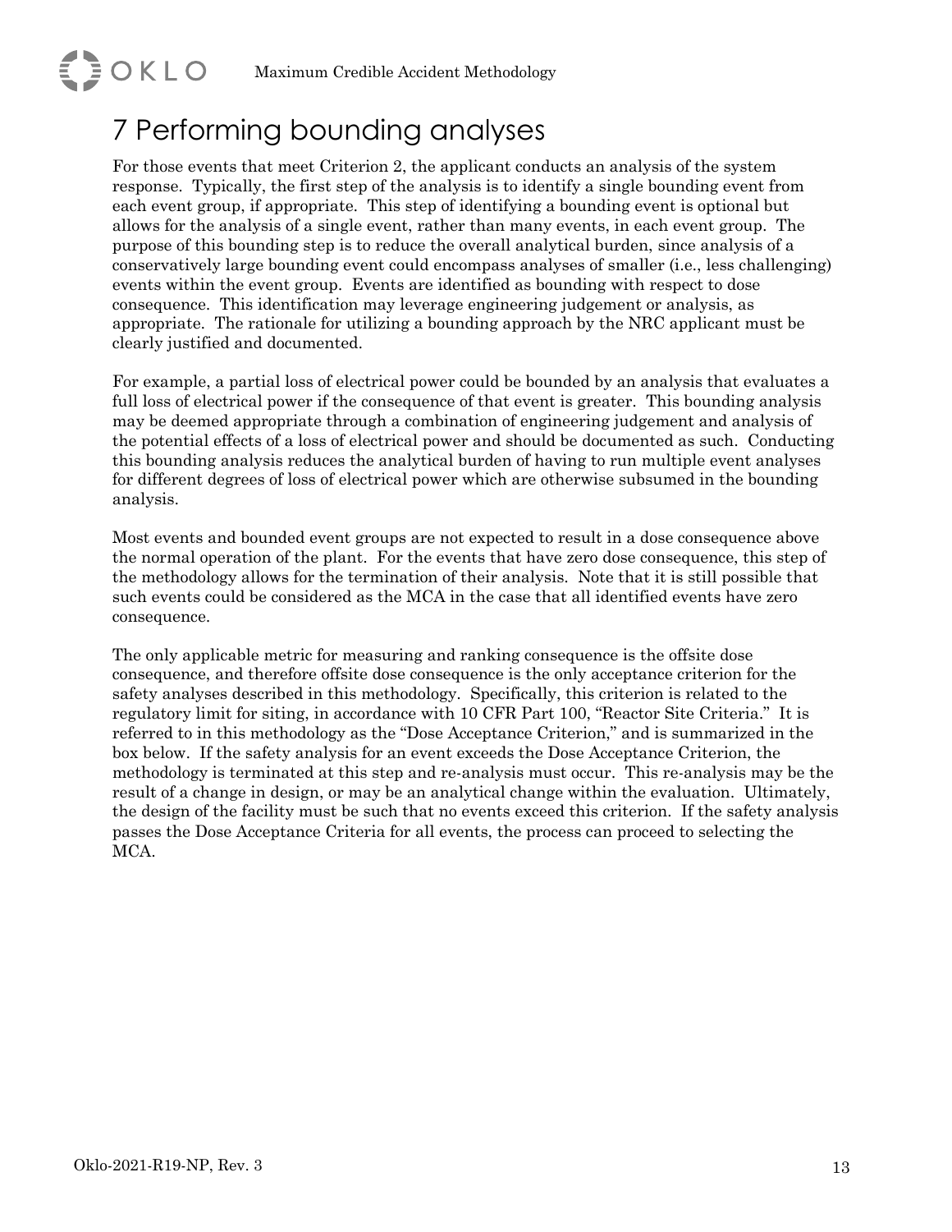# 7 Performing bounding analyses

For those events that meet Criterion 2, the applicant conducts an analysis of the system response. Typically, the first step of the analysis is to identify a single bounding event from each event group, if appropriate. This step of identifying a bounding event is optional but allows for the analysis of a single event, rather than many events, in each event group. The purpose of this bounding step is to reduce the overall analytical burden, since analysis of a conservatively large bounding event could encompass analyses of smaller (i.e., less challenging) events within the event group. Events are identified as bounding with respect to dose consequence. This identification may leverage engineering judgement or analysis, as appropriate. The rationale for utilizing a bounding approach by the NRC applicant must be clearly justified and documented.

For example, a partial loss of electrical power could be bounded by an analysis that evaluates a full loss of electrical power if the consequence of that event is greater. This bounding analysis may be deemed appropriate through a combination of engineering judgement and analysis of the potential effects of a loss of electrical power and should be documented as such. Conducting this bounding analysis reduces the analytical burden of having to run multiple event analyses for different degrees of loss of electrical power which are otherwise subsumed in the bounding analysis.

Most events and bounded event groups are not expected to result in a dose consequence above the normal operation of the plant. For the events that have zero dose consequence, this step of the methodology allows for the termination of their analysis. Note that it is still possible that such events could be considered as the MCA in the case that all identified events have zero consequence.

The only applicable metric for measuring and ranking consequence is the offsite dose consequence, and therefore offsite dose consequence is the only acceptance criterion for the safety analyses described in this methodology. Specifically, this criterion is related to the regulatory limit for siting, in accordance with 10 CFR Part 100, "Reactor Site Criteria." It is referred to in this methodology as the "Dose Acceptance Criterion," and is summarized in the box below. If the safety analysis for an event exceeds the Dose Acceptance Criterion, the methodology is terminated at this step and re-analysis must occur. This re-analysis may be the result of a change in design, or may be an analytical change within the evaluation. Ultimately, the design of the facility must be such that no events exceed this criterion. If the safety analysis passes the Dose Acceptance Criteria for all events, the process can proceed to selecting the MCA.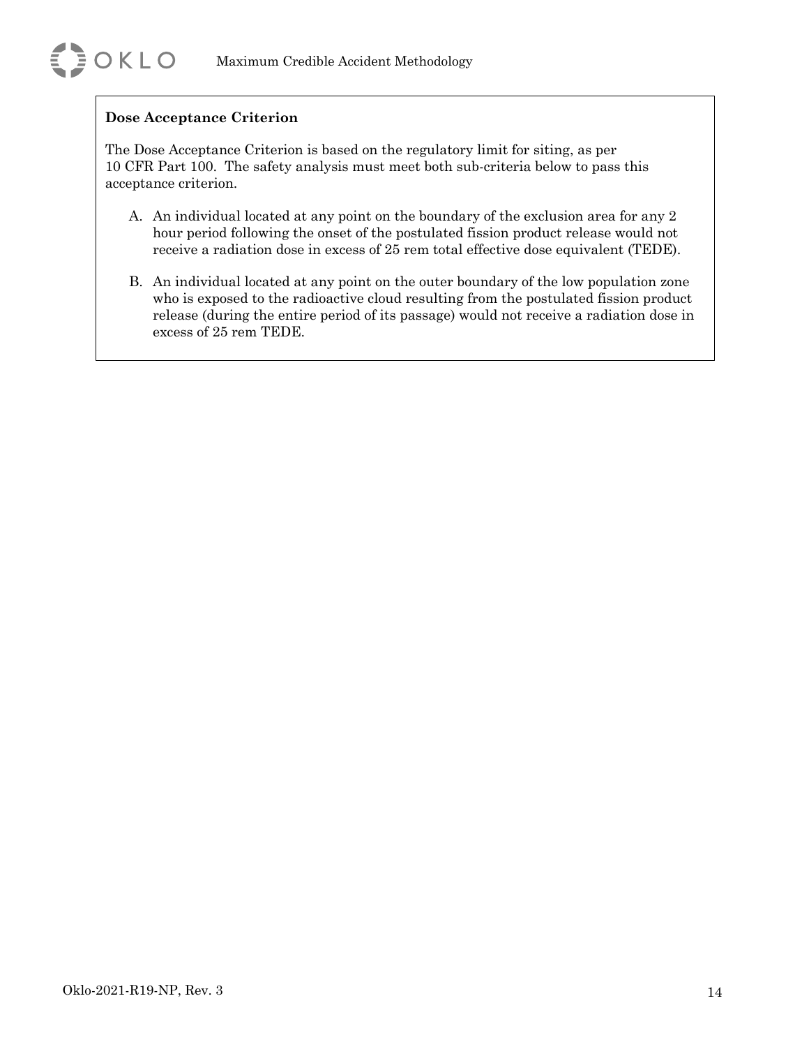**Dose Acceptance Criterion**

The Dose Acceptance Criterion is based on the regulatory limit for siting, as per 10 CFR Part 100. The safety analysis must meet both sub-criteria below to pass this acceptance criterion.

A. An individual located at any point on the boundary of the exclusion area for any 2 hour period following the onset of the postulated fission product release would not receive a radiation dose in excess of 25 rem total effective dose equivalent (TEDE).

B. An individual located at any point on the outer boundary of the low population zone who is exposed to the radioactive cloud resulting from the postulated fission product release (during the entire period of its passage) would not receive a radiation dose in excess of 25 rem TEDE.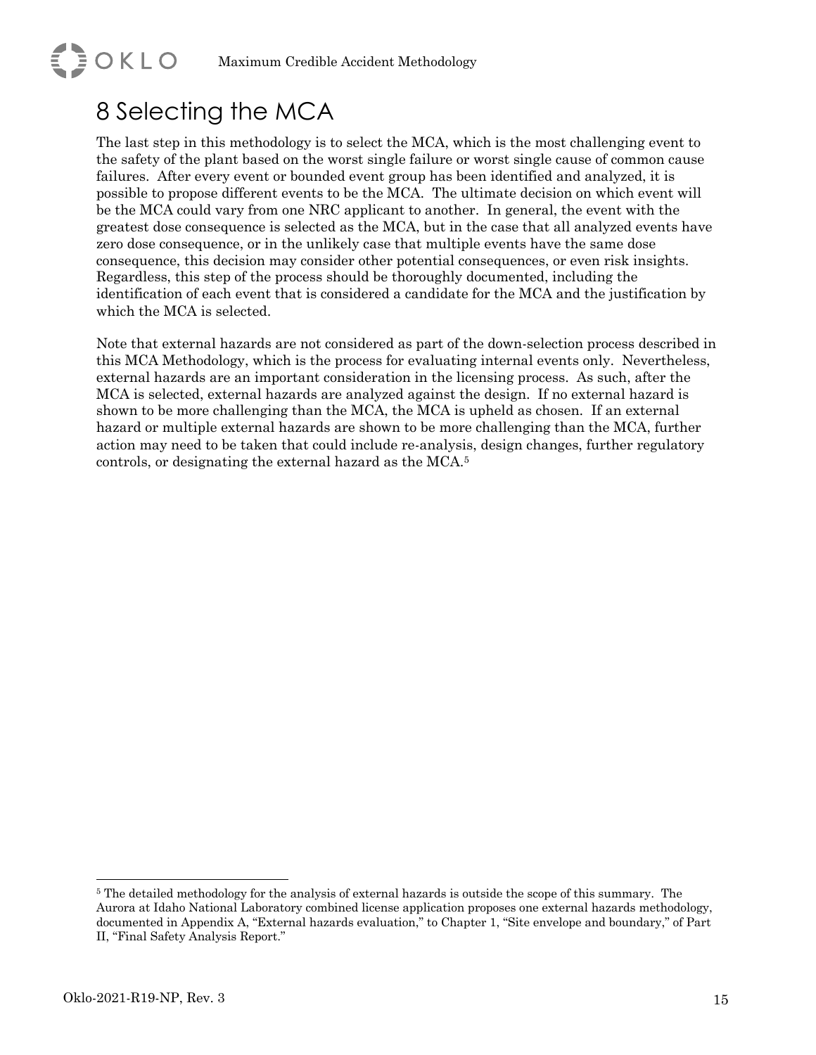# 8 Selecting the MCA

The last step in this methodology is to select the MCA, which is the most challenging event to the safety of the plant based on the worst single failure or worst single cause of common cause failures. After every event or bounded event group has been identified and analyzed, it is possible to propose different events to be the MCA. The ultimate decision on which event will be the MCA could vary from one NRC applicant to another. In general, the event with the greatest dose consequence is selected as the MCA, but in the case that all analyzed events have zero dose consequence, or in the unlikely case that multiple events have the same dose consequence, this decision may consider other potential consequences, or even risk insights. Regardless, this step of the process should be thoroughly documented, including the identification of each event that is considered a candidate for the MCA and the justification by which the MCA is selected.

Note that external hazards are not considered as part of the down-selection process described in this MCA Methodology, which is the process for evaluating internal events only. Nevertheless, external hazards are an important consideration in the licensing process. As such, after the MCA is selected, external hazards are analyzed against the design. If no external hazard is shown to be more challenging than the MCA, the MCA is upheld as chosen. If an external hazard or multiple external hazards are shown to be more challenging than the MCA, further action may need to be taken that could include re-analysis, design changes, further regulatory controls, or designating the external hazard as the MCA.[5]

[5] The detailed methodology for the analysis of external hazards is outside the scope of this summary. The Aurora at Idaho National Laboratory combined license application proposes one external hazards methodology, documented in Appendix A, "External hazards evaluation," to Chapter 1, "Site envelope and boundary," of Part II, "Final Safety Analysis Report."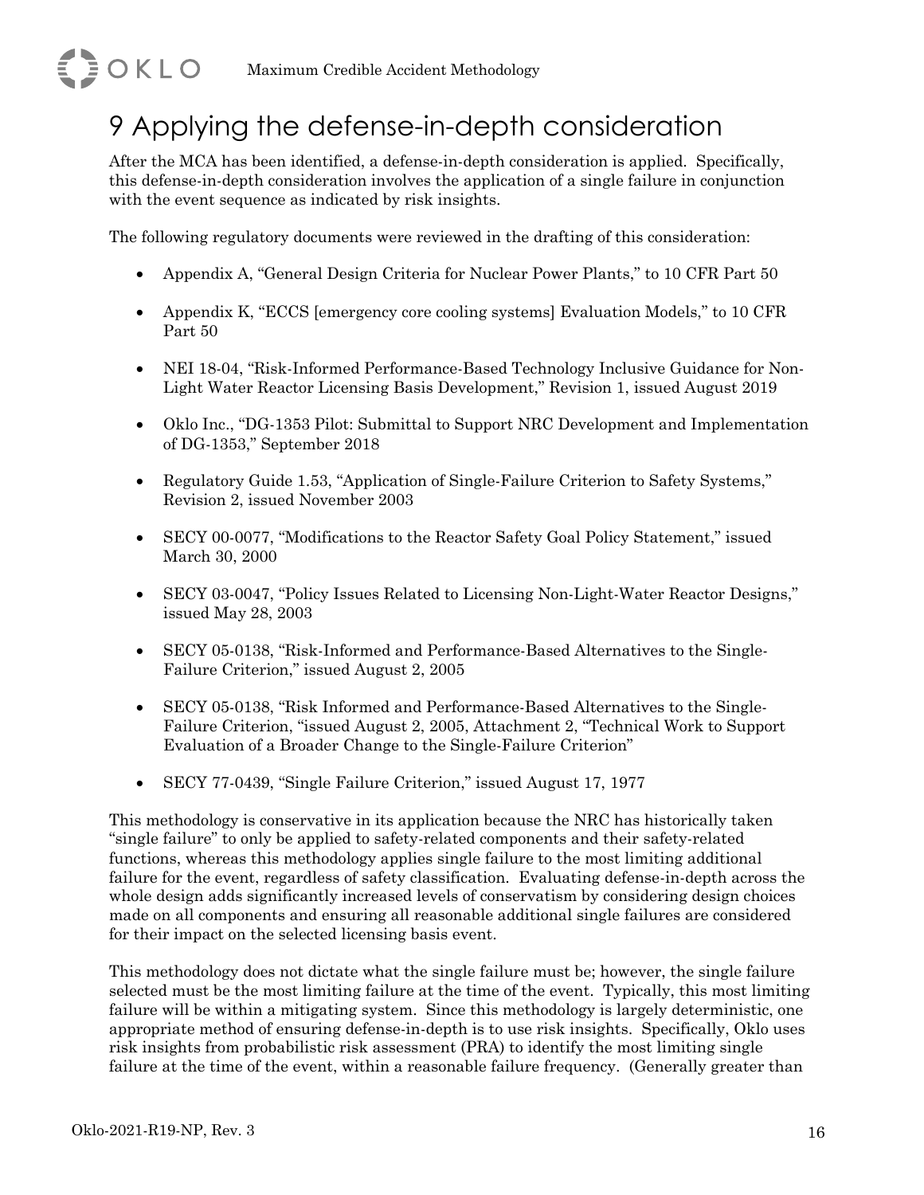# 9 Applying the defense-in-depth consideration

After the MCA has been identified, a defense-in-depth consideration is applied. Specifically, this defense-in-depth consideration involves the application of a single failure in conjunction with the event sequence as indicated by risk insights.

The following regulatory documents were reviewed in the drafting of this consideration:

- Appendix A, "General Design Criteria for Nuclear Power Plants," to 10 CFR Part 50
- Appendix K, "ECCS [emergency core cooling systems] Evaluation Models," to 10 CFR Part 50
- NEI 18-04, "Risk-Informed Performance-Based Technology Inclusive Guidance for Non-Light Water Reactor Licensing Basis Development," Revision 1, issued August 2019
- Oklo Inc., "DG-1353 Pilot: Submittal to Support NRC Development and Implementation of DG-1353," September 2018
- Regulatory Guide 1.53, "Application of Single-Failure Criterion to Safety Systems," Revision 2, issued November 2003
- SECY 00-0077, "Modifications to the Reactor Safety Goal Policy Statement," issued March 30, 2000
- SECY 03-0047, "Policy Issues Related to Licensing Non-Light-Water Reactor Designs," issued May 28, 2003
- SECY 05-0138, "Risk-Informed and Performance-Based Alternatives to the Single-Failure Criterion," issued August 2, 2005
- SECY 05-0138, "Risk Informed and Performance-Based Alternatives to the Single-Failure Criterion, "issued August 2, 2005, Attachment 2, "Technical Work to Support Evaluation of a Broader Change to the Single-Failure Criterion"
- SECY 77-0439, "Single Failure Criterion," issued August 17, 1977

This methodology is conservative in its application because the NRC has historically taken "single failure" to only be applied to safety-related components and their safety-related functions, whereas this methodology applies single failure to the most limiting additional failure for the event, regardless of safety classification. Evaluating defense-in-depth across the whole design adds significantly increased levels of conservatism by considering design choices made on all components and ensuring all reasonable additional single failures are considered for their impact on the selected licensing basis event.

This methodology does not dictate what the single failure must be; however, the single failure selected must be the most limiting failure at the time of the event. Typically, this most limiting failure will be within a mitigating system. Since this methodology is largely deterministic, one appropriate method of ensuring defense-in-depth is to use risk insights. Specifically, Oklo uses risk insights from probabilistic risk assessment (PRA) to identify the most limiting single failure at the time of the event, within a reasonable failure frequency. (Generally greater than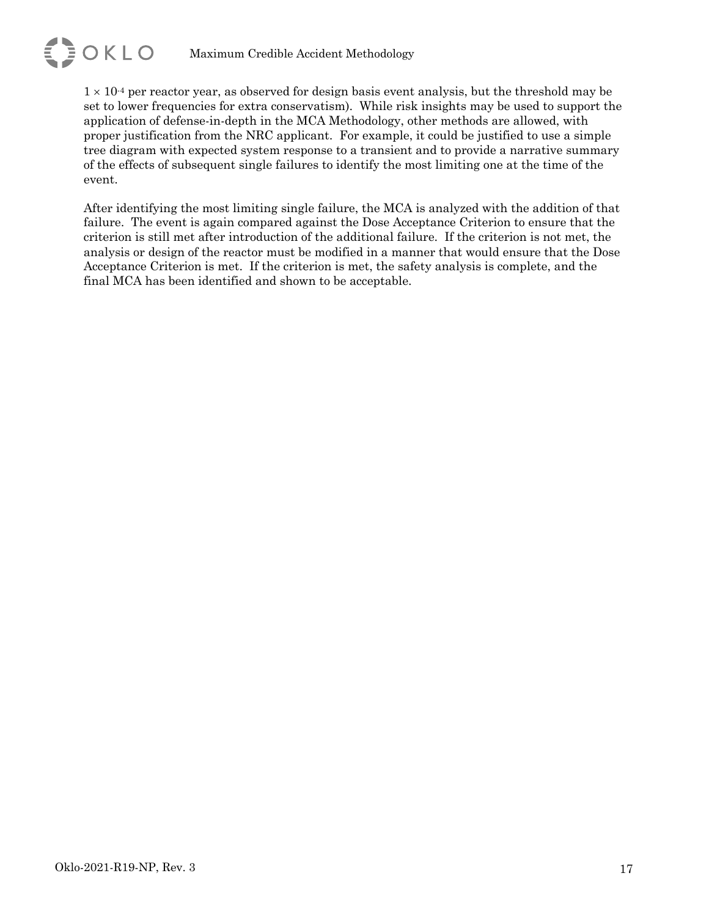$1 \times 10^{-4}$ per reactor year, as observed for design basis event analysis, but the threshold may be set to lower frequencies for extra conservatism). While risk insights may be used to support the application of defense-in-depth in the MCA Methodology, other methods are allowed, with proper justification from the NRC applicant. For example, it could be justified to use a simple tree diagram with expected system response to a transient and to provide a narrative summary of the effects of subsequent single failures to identify the most limiting one at the time of the event.

After identifying the most limiting single failure, the MCA is analyzed with the addition of that failure. The event is again compared against the Dose Acceptance Criterion to ensure that the criterion is still met after introduction of the additional failure. If the criterion is not met, the analysis or design of the reactor must be modified in a manner that would ensure that the Dose Acceptance Criterion is met. If the criterion is met, the safety analysis is complete, and the final MCA has been identified and shown to be acceptable.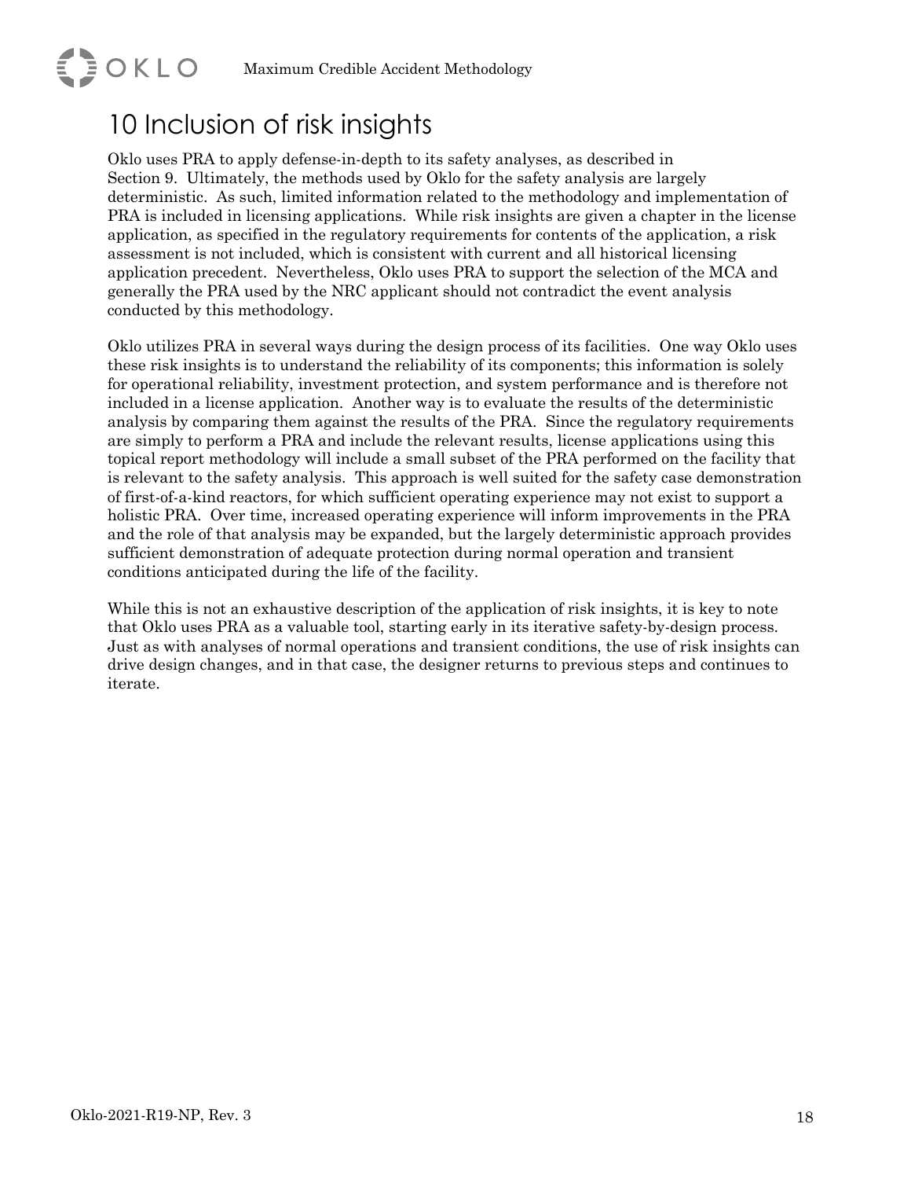# 10 Inclusion of risk insights

Oklo uses PRA to apply defense-in-depth to its safety analyses, as described in Section 9. Ultimately, the methods used by Oklo for the safety analysis are largely deterministic. As such, limited information related to the methodology and implementation of PRA is included in licensing applications. While risk insights are given a chapter in the license application, as specified in the regulatory requirements for contents of the application, a risk assessment is not included, which is consistent with current and all historical licensing application precedent. Nevertheless, Oklo uses PRA to support the selection of the MCA and generally the PRA used by the NRC applicant should not contradict the event analysis conducted by this methodology.

Oklo utilizes PRA in several ways during the design process of its facilities. One way Oklo uses these risk insights is to understand the reliability of its components; this information is solely for operational reliability, investment protection, and system performance and is therefore not included in a license application. Another way is to evaluate the results of the deterministic analysis by comparing them against the results of the PRA. Since the regulatory requirements are simply to perform a PRA and include the relevant results, license applications using this topical report methodology will include a small subset of the PRA performed on the facility that is relevant to the safety analysis. This approach is well suited for the safety case demonstration of first-of-a-kind reactors, for which sufficient operating experience may not exist to support a holistic PRA. Over time, increased operating experience will inform improvements in the PRA and the role of that analysis may be expanded, but the largely deterministic approach provides sufficient demonstration of adequate protection during normal operation and transient conditions anticipated during the life of the facility.

While this is not an exhaustive description of the application of risk insights, it is key to note that Oklo uses PRA as a valuable tool, starting early in its iterative safety-by-design process. Just as with analyses of normal operations and transient conditions, the use of risk insights can drive design changes, and in that case, the designer returns to previous steps and continues to iterate.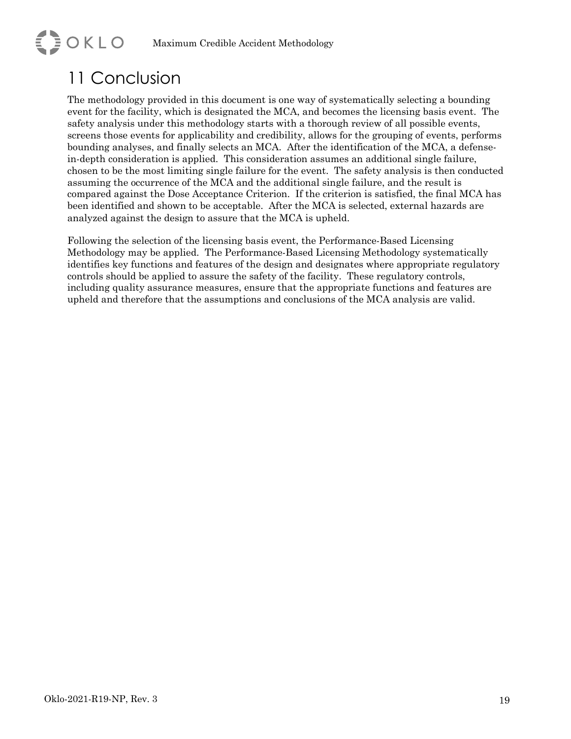# 11 Conclusion

The methodology provided in this document is one way of systematically selecting a bounding event for the facility, which is designated the MCA, and becomes the licensing basis event. The safety analysis under this methodology starts with a thorough review of all possible events, screens those events for applicability and credibility, allows for the grouping of events, performs bounding analyses, and finally selects an MCA. After the identification of the MCA, a defense-in-depth consideration is applied. This consideration assumes an additional single failure, chosen to be the most limiting single failure for the event. The safety analysis is then conducted assuming the occurrence of the MCA and the additional single failure, and the result is compared against the Dose Acceptance Criterion. If the criterion is satisfied, the final MCA has been identified and shown to be acceptable. After the MCA is selected, external hazards are analyzed against the design to assure that the MCA is upheld.

Following the selection of the licensing basis event, the Performance-Based Licensing Methodology may be applied. The Performance-Based Licensing Methodology systematically identifies key functions and features of the design and designates where appropriate regulatory controls should be applied to assure the safety of the facility. These regulatory controls, including quality assurance measures, ensure that the appropriate functions and features are upheld and therefore that the assumptions and conclusions of the MCA analysis are valid.